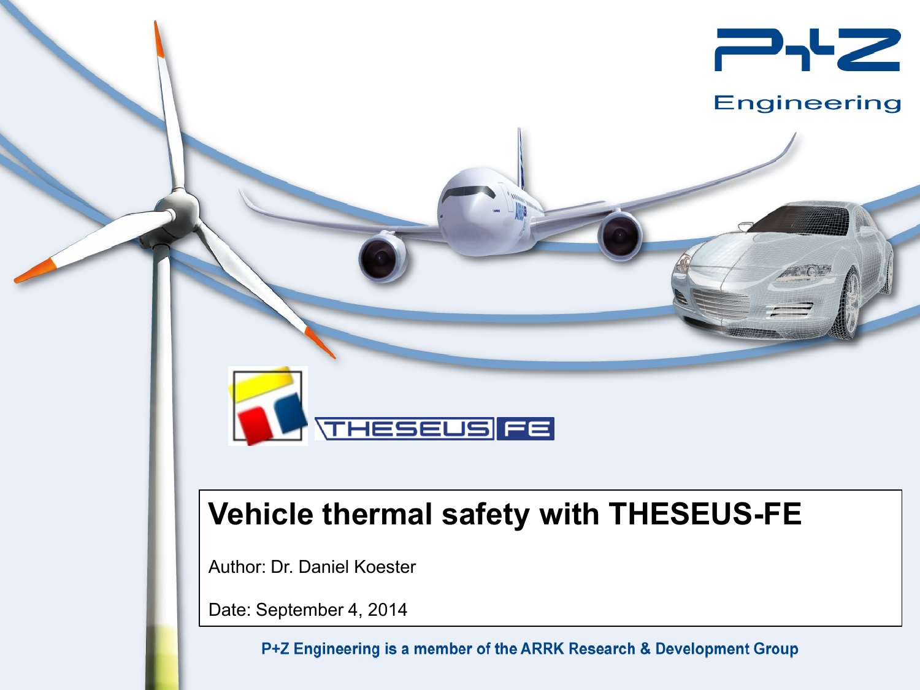P+Z Engineering

THESEUS FE

# Vehicle thermal safety with THESEUS-FE

Author: Dr. Daniel Koester

Date: September 4, 2014

P+Z Engineering is a member of the ARRK Research & Development Group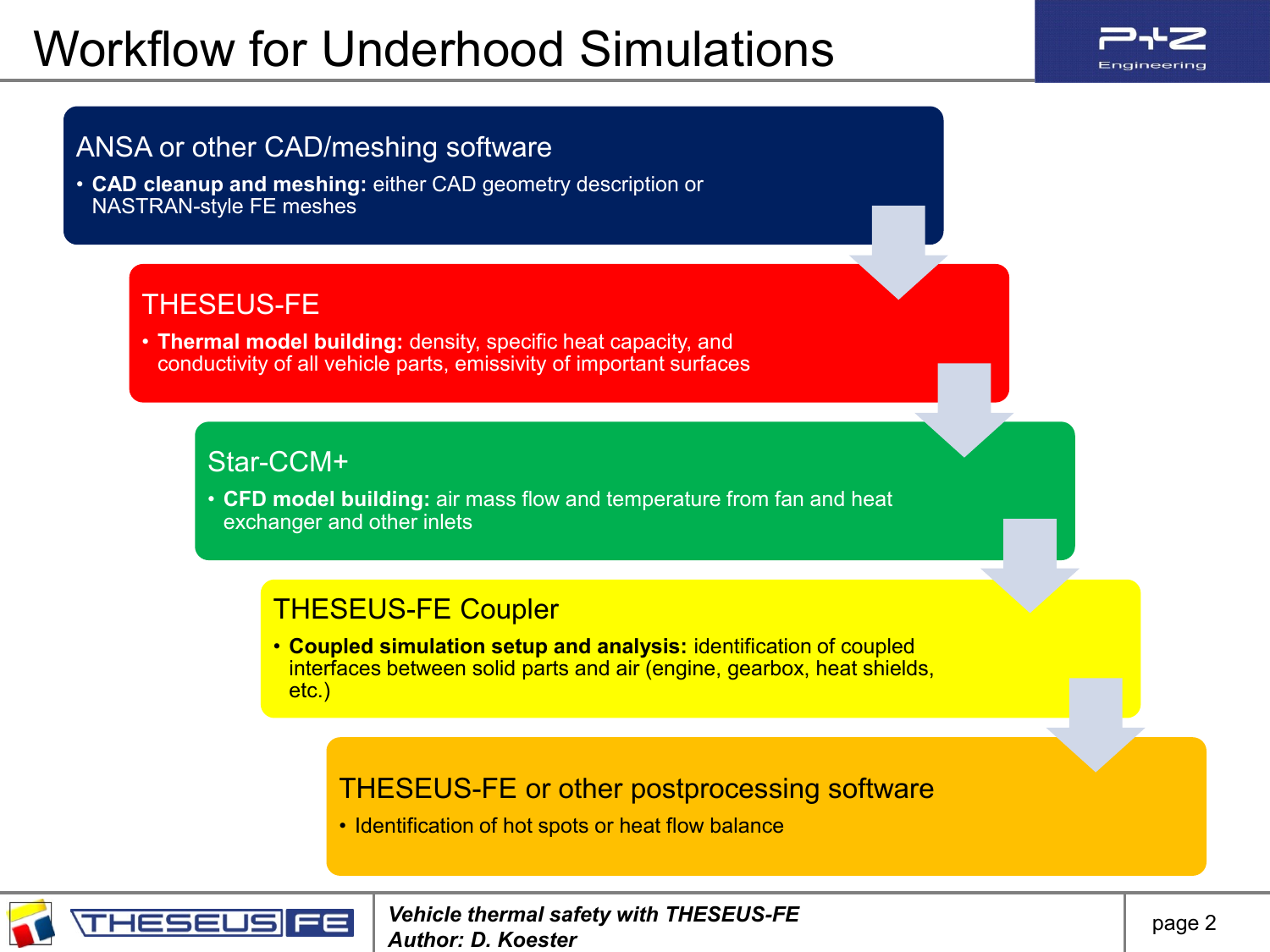# Workflow for Underhood Simulations

## ANSA or other CAD/meshing software

- **CAD cleanup and meshing:** either CAD geometry description or NASTRAN-style FE meshes

## THESEUS-FE

- **Thermal model building:** density, specific heat capacity, and conductivity of all vehicle parts, emissivity of important surfaces

## Star-CCM+

- **CFD model building:** air mass flow and temperature from fan and heat exchanger and other inlets

## THESEUS-FE Coupler

- **Coupled simulation setup and analysis:** identification of coupled interfaces between solid parts and air (engine, gearbox, heat shields, etc.)

## THESEUS-FE or other postprocessing software

- Identification of hot spots or heat flow balance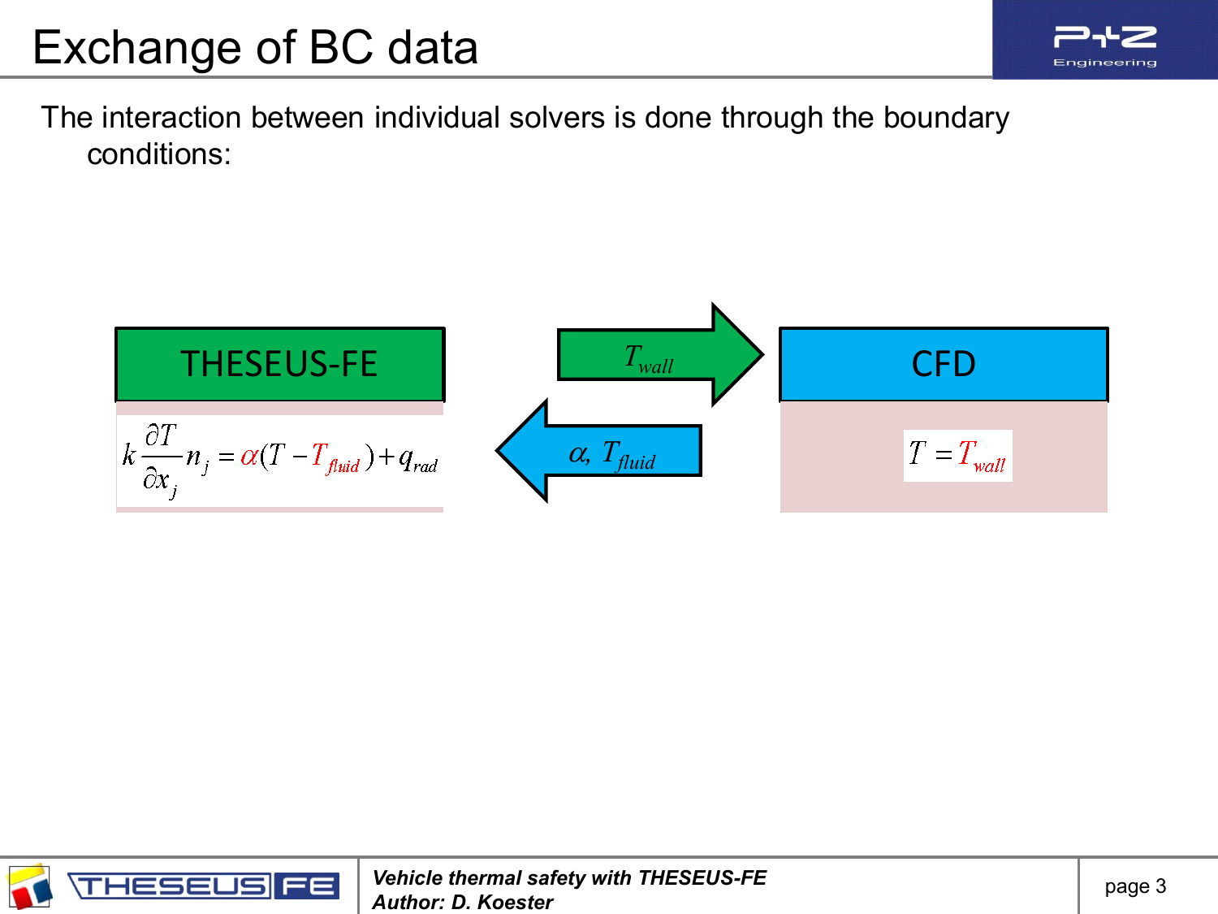# Exchange of BC data

The interaction between individual solvers is done through the boundary conditions:

**THESEUS-FE**

$$k \frac{\partial T}{\partial x_j} n_j = \alpha (T - T_{fluid}) + q_{rad}$$

$T_{wall}$ →

← $\alpha,\ T_{fluid}$

**CFD**

$$T = T_{wall}$$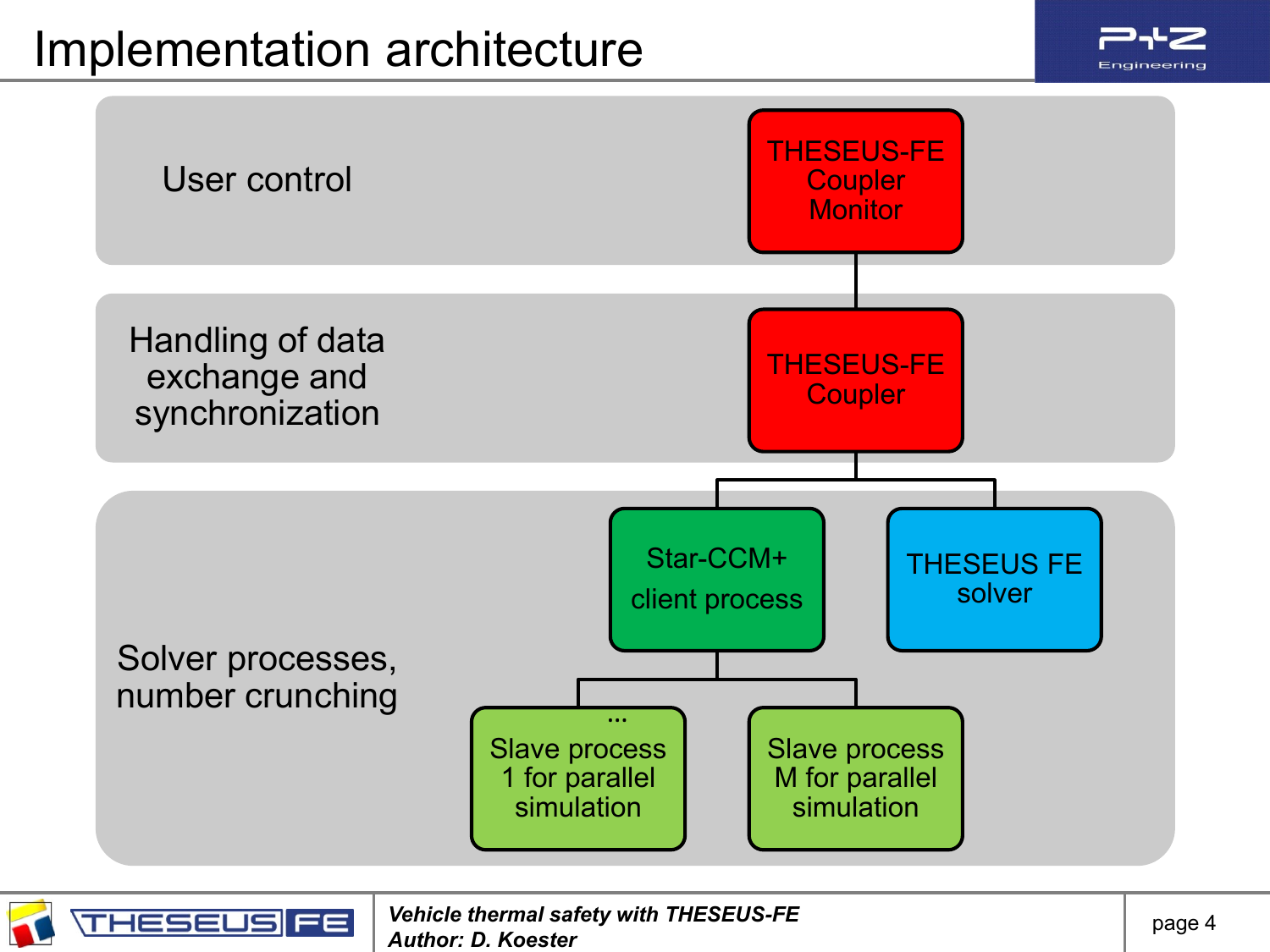# Implementation architecture

**User control**

- THESEUS-FE Coupler Monitor

**Handling of data exchange and synchronization**

- THESEUS-FE Coupler

**Solver processes, number crunching**

- Star-CCM+ client process
  - Slave process 1 for parallel simulation
  - ...
  - Slave process M for parallel simulation
- THESEUS FE solver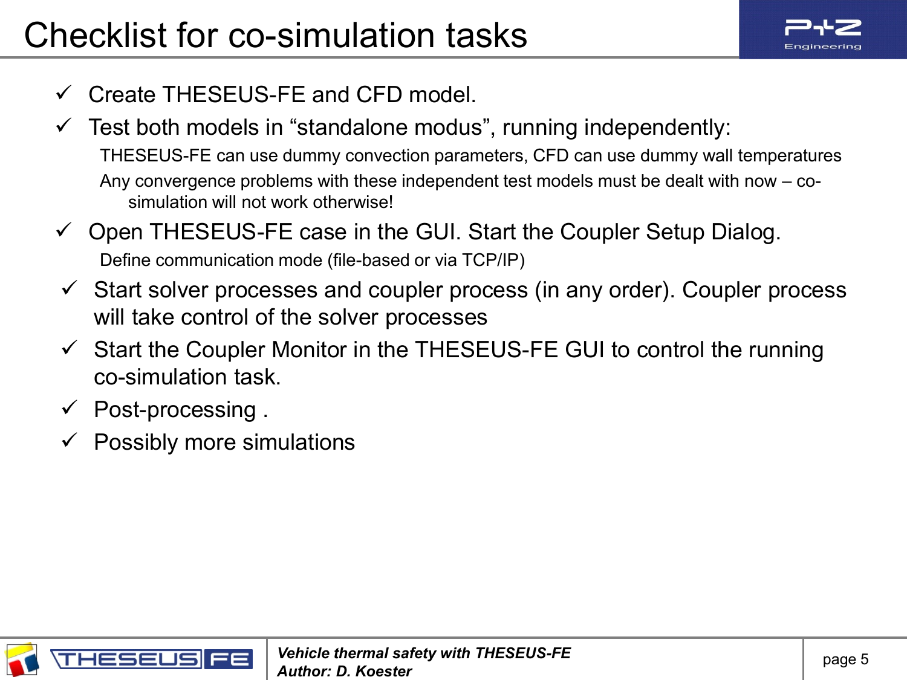# Checklist for co-simulation tasks

- ✓ Create THESEUS-FE and CFD model.
- ✓ Test both models in “standalone modus”, running independently:
  - THESEUS-FE can use dummy convection parameters, CFD can use dummy wall temperatures
  - Any convergence problems with these independent test models must be dealt with now – co-simulation will not work otherwise!
- ✓ Open THESEUS-FE case in the GUI. Start the Coupler Setup Dialog.
  - Define communication mode (file-based or via TCP/IP)
- ✓ Start solver processes and coupler process (in any order). Coupler process will take control of the solver processes
- ✓ Start the Coupler Monitor in the THESEUS-FE GUI to control the running co-simulation task.
- ✓ Post-processing .
- ✓ Possibly more simulations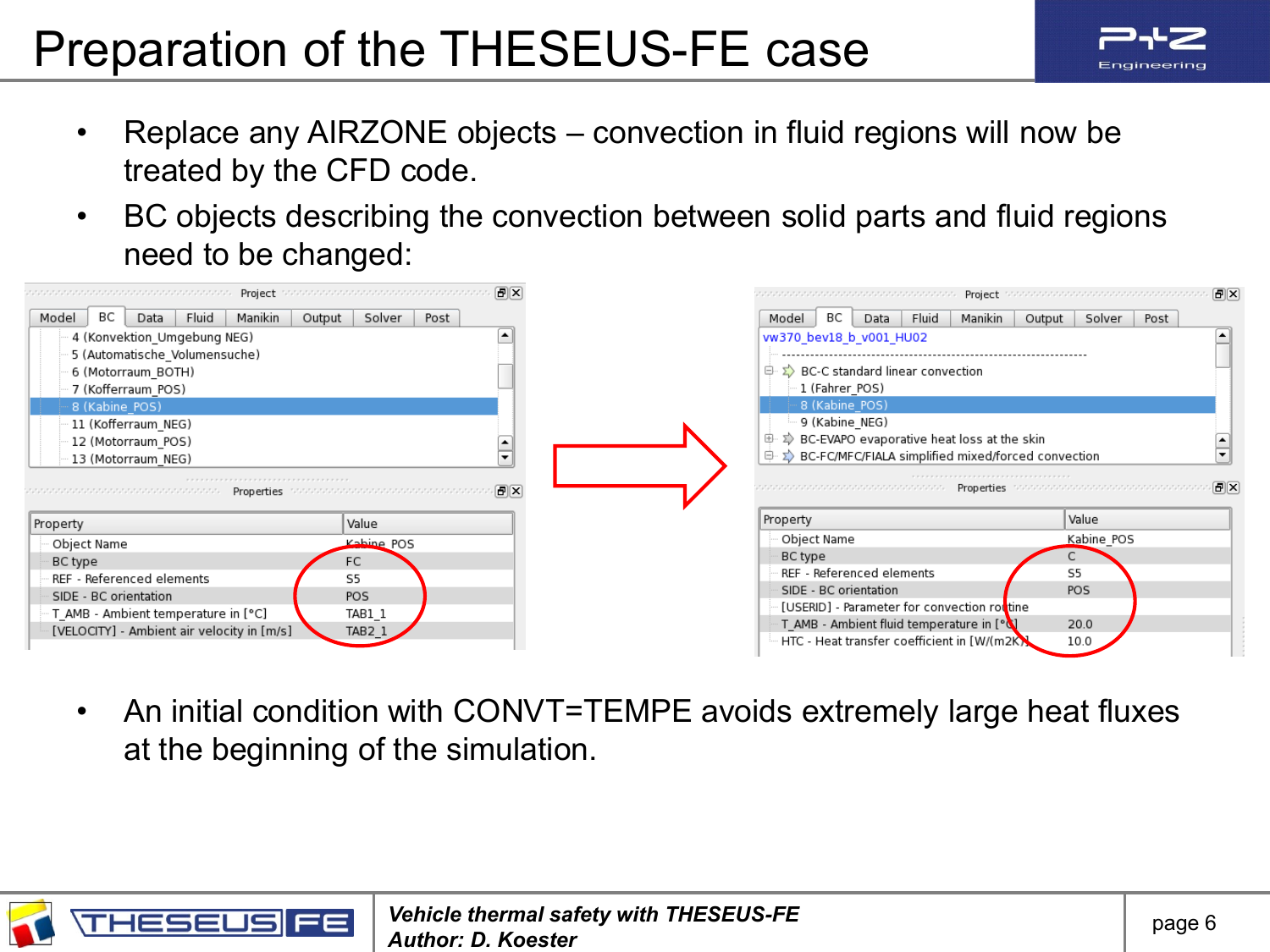# Preparation of the THESEUS-FE case

- Replace any AIRZONE objects – convection in fluid regions will now be treated by the CFD code.
- BC objects describing the convection between solid parts and fluid regions need to be changed:

**Before:**

Project — Model | BC | Data | Fluid | Manikin | Output | Solver | Post

- 4 (Konvektion_Umgebung NEG)
- 5 (Automatische_Volumensuche)
- 6 (Motorraum_BOTH)
- 7 (Kofferraum_POS)
- 8 (Kabine_POS)
- 11 (Kofferraum_NEG)
- 12 (Motorraum_POS)
- 13 (Motorraum_NEG)

Properties

| Property | Value |
|---|---|
| Object Name | Kabine_POS |
| BC type | FC |
| REF - Referenced elements | S5 |
| SIDE - BC orientation | POS |
| T_AMB - Ambient temperature in [°C] | TAB1_1 |
| [VELOCITY] - Ambient air velocity in [m/s] | TAB2_1 |

**After:**

Project — Model | BC | Data | Fluid | Manikin | Output | Solver | Post

vw370_bev18_b_v001_HU02

- BC-C standard linear convection
  - 1 (Fahrer_POS)
  - 8 (Kabine_POS)
  - 9 (Kabine_NEG)
- BC-EVAPO evaporative heat loss at the skin
- BC-FC/MFC/FIALA simplified mixed/forced convection

Properties

| Property | Value |
|---|---|
| Object Name | Kabine_POS |
| BC type | C |
| REF - Referenced elements | S5 |
| SIDE - BC orientation | POS |
| [USERID] - Parameter for convection routine | |
| T_AMB - Ambient fluid temperature in [°C] | 20.0 |
| HTC - Heat transfer coefficient in [W/(m2K)] | 10.0 |

- An initial condition with CONVT=TEMPE avoids extremely large heat fluxes at the beginning of the simulation.

*Vehicle thermal safety with THESEUS-FE*
*Author: D. Koester*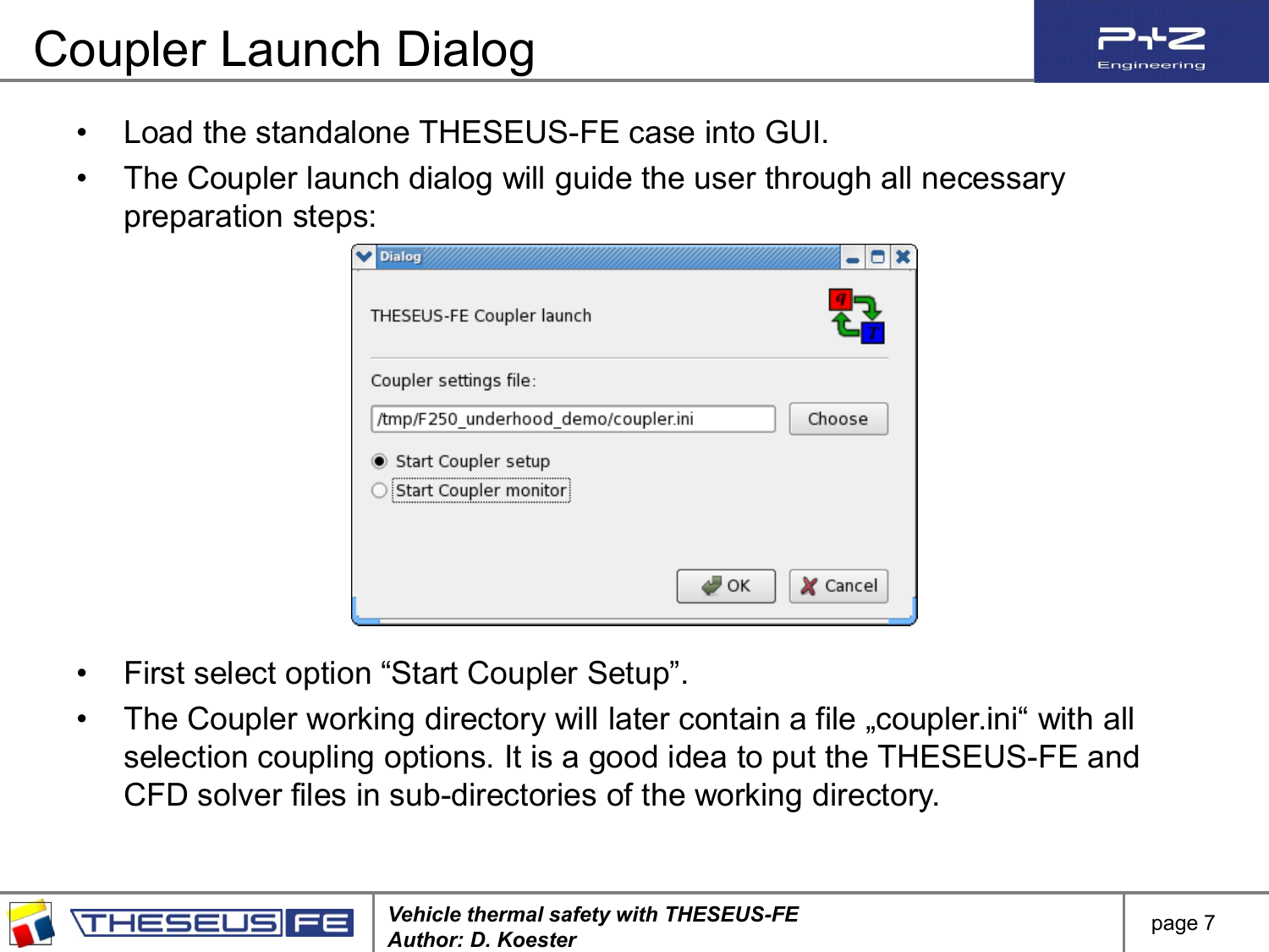# Coupler Launch Dialog

- Load the standalone THESEUS-FE case into GUI.
- The Coupler launch dialog will guide the user through all necessary preparation steps:

- First select option “Start Coupler Setup”.
- The Coupler working directory will later contain a file „coupler.ini“ with all selection coupling options. It is a good idea to put the THESEUS-FE and CFD solver files in sub-directories of the working directory.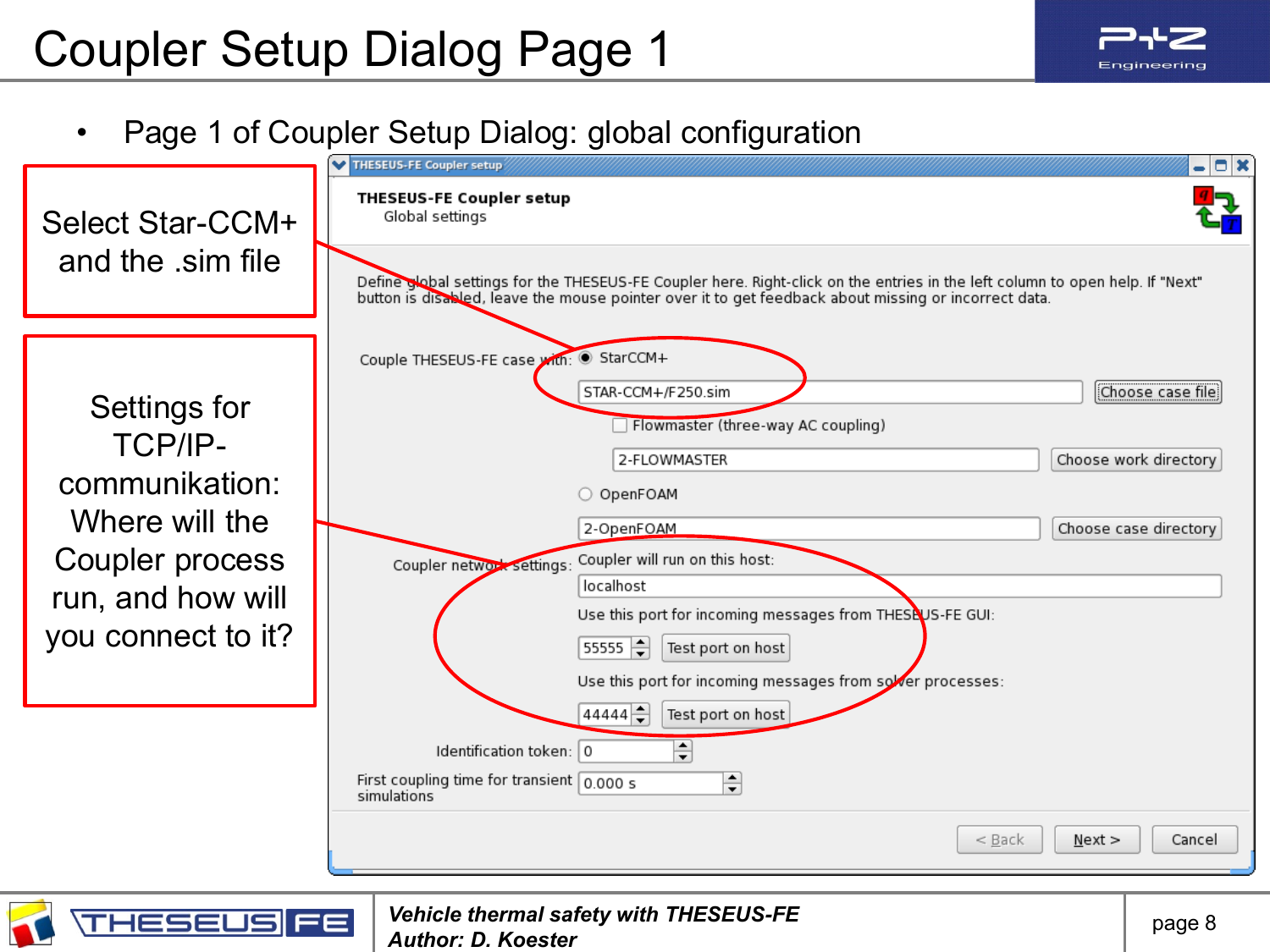# Coupler Setup Dialog Page 1

- Page 1 of Coupler Setup Dialog: global configuration

Select Star-CCM+ and the .sim file

Settings for TCP/IP-communikation: Where will the Coupler process run, and how will you connect to it?

**THESEUS-FE Coupler setup**
Global settings

Define global settings for the THESEUS-FE Coupler here. Right-click on the entries in the left column to open help. If "Next" button is disabled, leave the mouse pointer over it to get feedback about missing or incorrect data.

Couple THESEUS-FE case with: ◉ StarCCM+

STAR-CCM+/F250.sim — Choose case file

☐ Flowmaster (three-way AC coupling)

2-FLOWMASTER — Choose work directory

○ OpenFOAM

2-OpenFOAM — Choose case directory

Coupler network settings: Coupler will run on this host:

localhost

Use this port for incoming messages from THESEUS-FE GUI:

55555 — Test port on host

Use this port for incoming messages from solver processes:

44444 — Test port on host

Identification token: 0

First coupling time for transient simulations: 0.000 s

< Back | Next > | Cancel

*Vehicle thermal safety with THESEUS-FE*
*Author: D. Koester*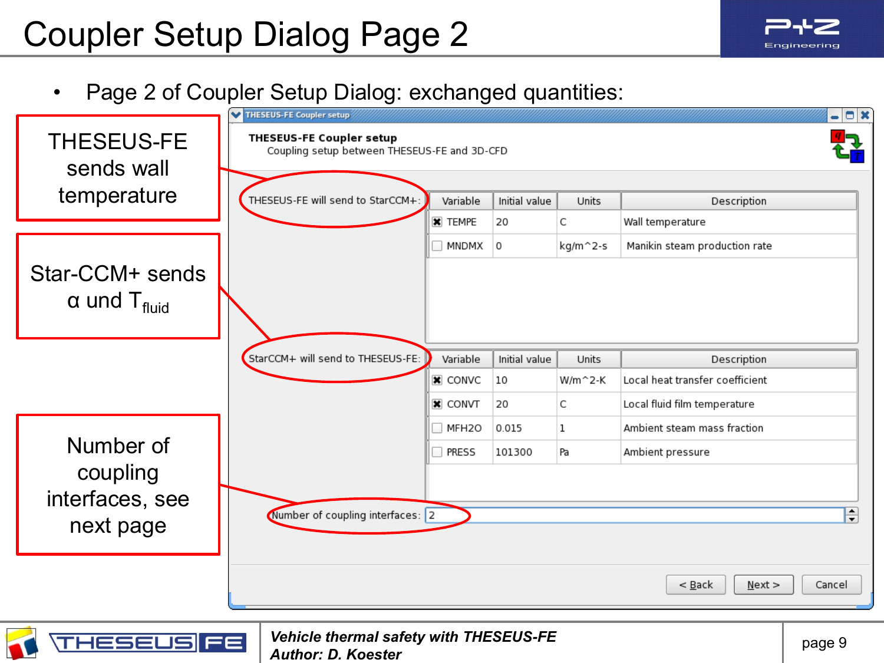# Coupler Setup Dialog Page 2

- Page 2 of Coupler Setup Dialog: exchanged quantities:

THESEUS-FE sends wall temperature

Star-CCM+ sends α und $T_{fluid}$

Number of coupling interfaces, see next page

**THESEUS-FE Coupler setup**

Coupling setup between THESEUS-FE and 3D-CFD

THESEUS-FE will send to StarCCM+:

| Variable | Initial value | Units | Description |
|---|---|---|---|
| ☒ TEMPE | 20 | C | Wall temperature |
| ☐ MNDMX | 0 | kg/m^2-s | Manikin steam production rate |

StarCCM+ will send to THESEUS-FE:

| Variable | Initial value | Units | Description |
|---|---|---|---|
| ☒ CONVC | 10 | W/m^2-K | Local heat transfer coefficient |
| ☒ CONVT | 20 | C | Local fluid film temperature |
| ☐ MFH2O | 0.015 | 1 | Ambient steam mass fraction |
| ☐ PRESS | 101300 | Pa | Ambient pressure |

Number of coupling interfaces: 2

< Back | Next > | Cancel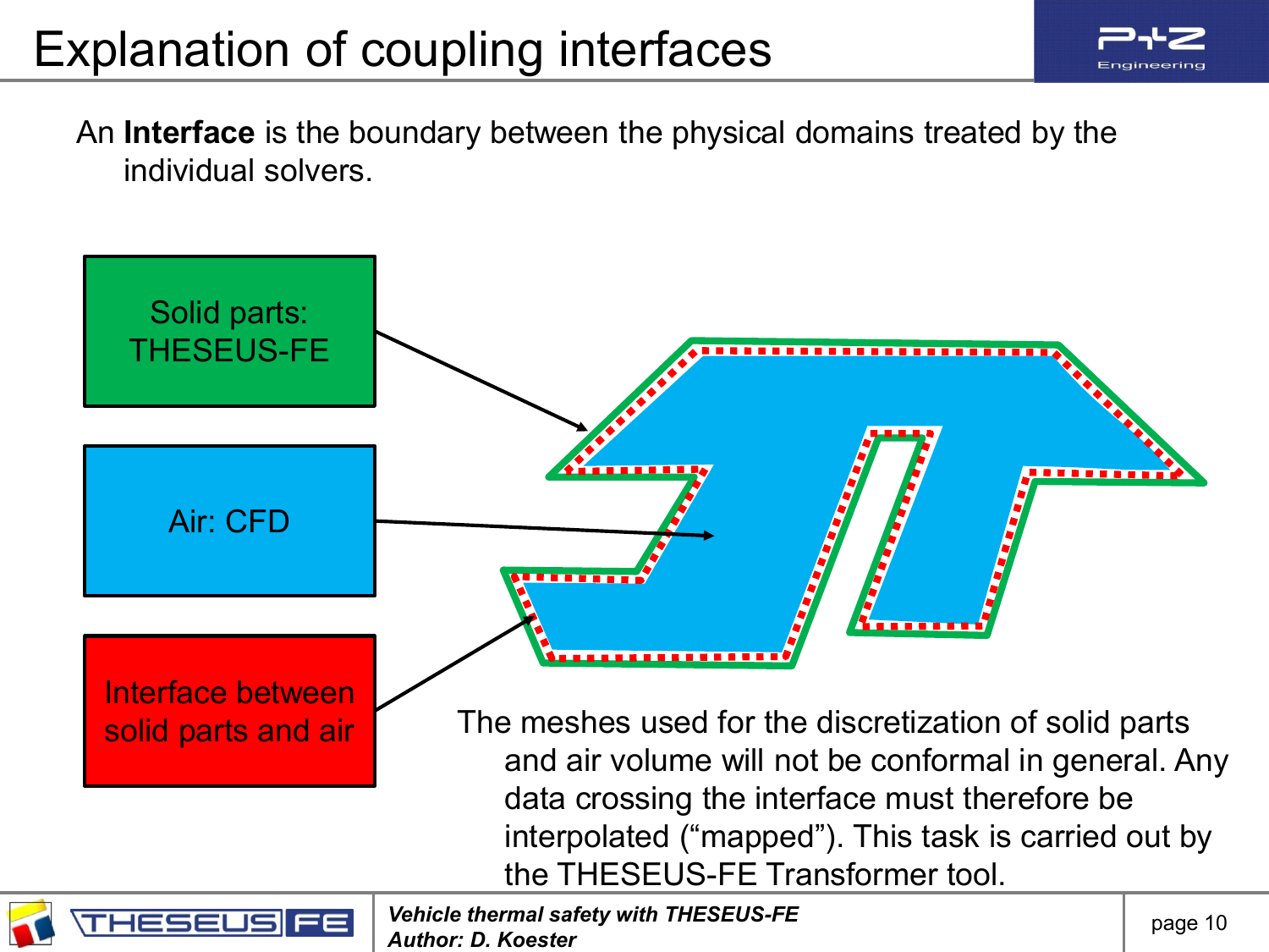# Explanation of coupling interfaces

An **Interface** is the boundary between the physical domains treated by the individual solvers.

Solid parts: THESEUS-FE

Air: CFD

Interface between solid parts and air

The meshes used for the discretization of solid parts and air volume will not be conformal in general. Any data crossing the interface must therefore be interpolated ("mapped"). This task is carried out by the THESEUS-FE Transformer tool.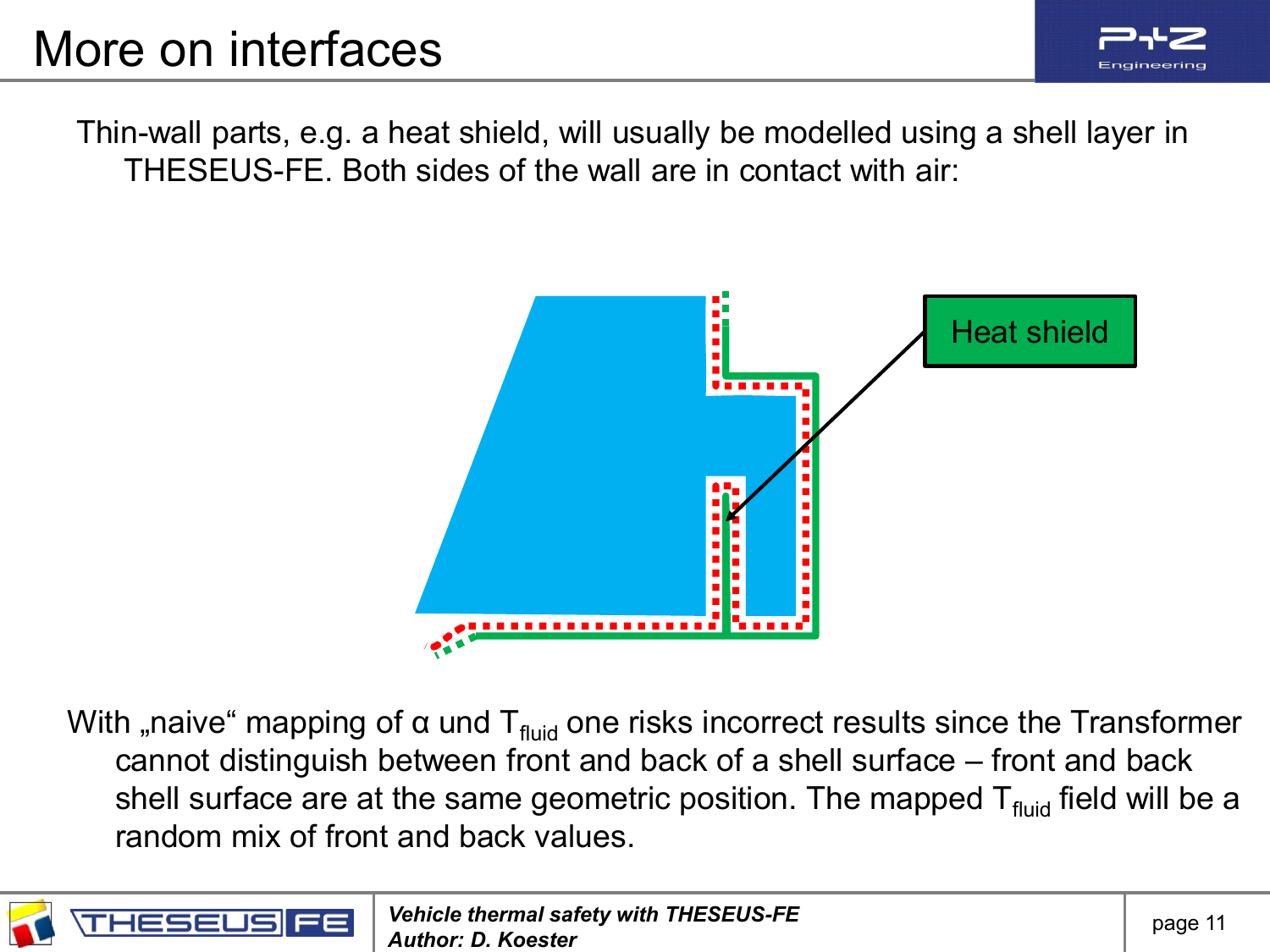# More on interfaces

Thin-wall parts, e.g. a heat shield, will usually be modelled using a shell layer in THESEUS-FE. Both sides of the wall are in contact with air:

Heat shield

With „naive“ mapping of α und $T_{fluid}$ one risks incorrect results since the Transformer cannot distinguish between front and back of a shell surface – front and back shell surface are at the same geometric position. The mapped $T_{fluid}$ field will be a random mix of front and back values.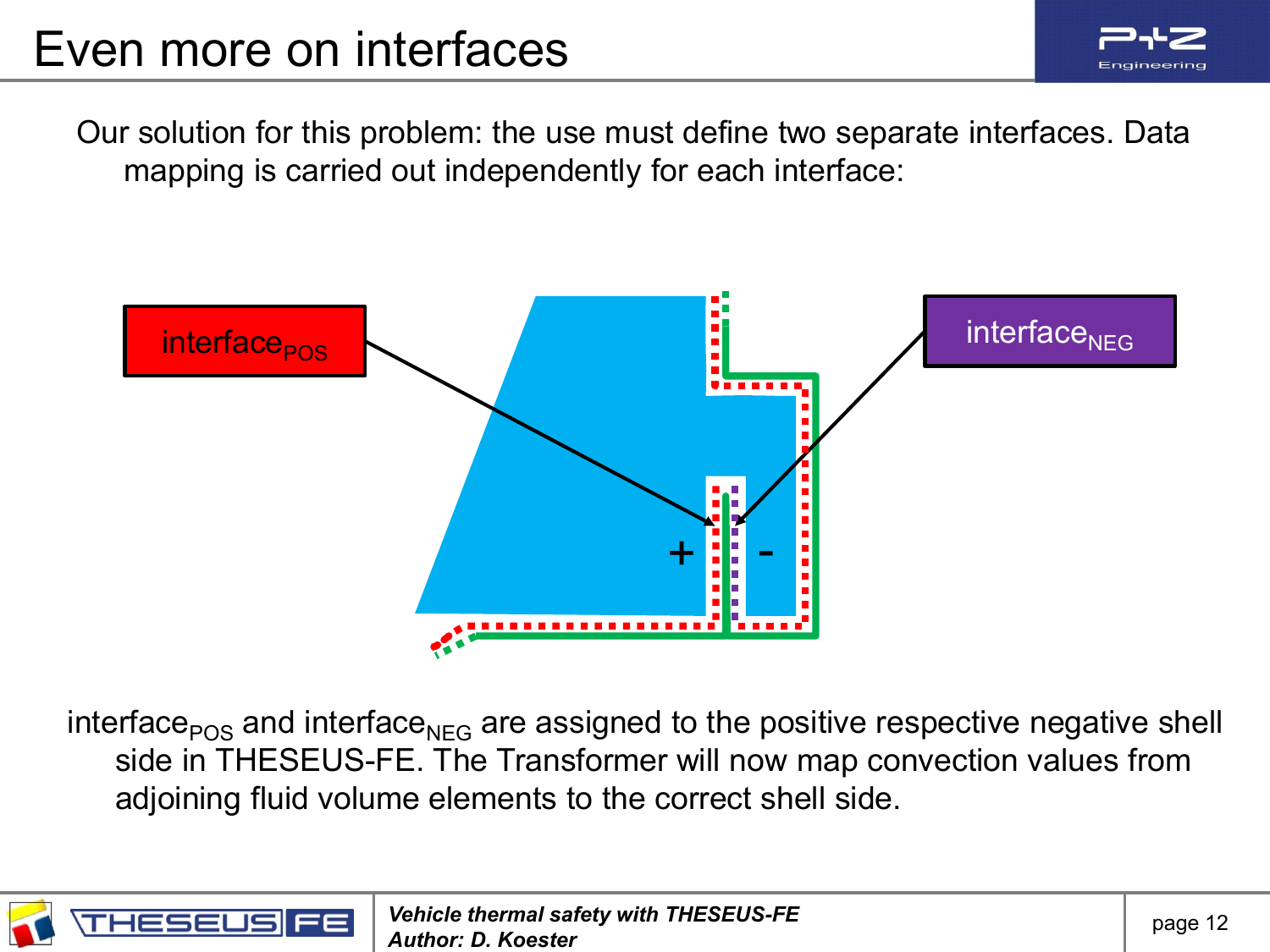# Even more on interfaces

Our solution for this problem: the use must define two separate interfaces. Data mapping is carried out independently for each interface:

interface$_{POS}$

interface$_{NEG}$

+ -

interface$_{POS}$ and interface$_{NEG}$ are assigned to the positive respective negative shell side in THESEUS-FE. The Transformer will now map convection values from adjoining fluid volume elements to the correct shell side.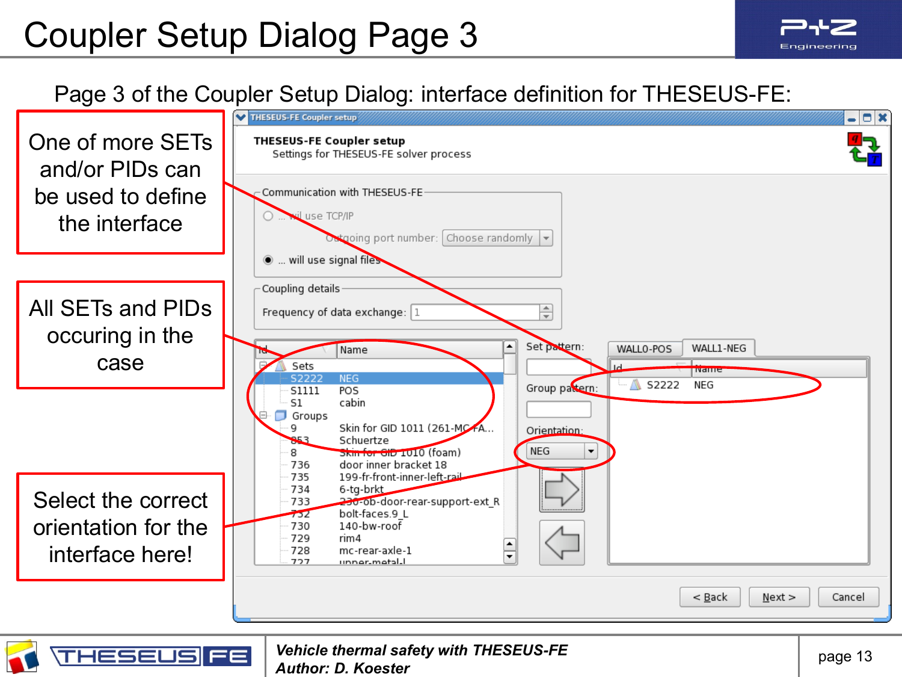# Coupler Setup Dialog Page 3

Page 3 of the Coupler Setup Dialog: interface definition for THESEUS-FE:

One of more SETs and/or PIDs can be used to define the interface

All SETs and PIDs occuring in the case

Select the correct orientation for the interface here!

**THESEUS-FE Coupler setup**
Settings for THESEUS-FE solver process

Communication with THESEUS-FE

- ... wil use TCP/IP
  - Outgoing port number: Choose randomly
- ... will use signal files

Coupling details

Frequency of data exchange: 1

| Id | Name |
|---|---|
| Sets | |
| S2222 | NEG |
| S1111 | POS |
| S1 | cabin |
| Groups | |
| 9 | Skin for GID 1011 (261-MC-FA... |
| 853 | Schuertze |
| 8 | Skin for GID 1010 (foam) |
| 736 | door inner bracket 18 |
| 735 | 199-fr-front-inner-left-rail |
| 734 | 6-tg-brkt |
| 733 | 230-ob-door-rear-support-ext_R |
| 732 | bolt-faces.9_L |
| 730 | 140-bw-roof |
| 729 | rim4 |
| 728 | mc-rear-axle-1 |
| 727 | upper-metal-l |

Set pattern:

Group pattern:

Orientation: NEG

WALL0-POS | WALL1-NEG

| Id | Name |
|---|---|
| S2222 | NEG |

< Back | Next > | Cancel

*Vehicle thermal safety with THESEUS-FE*
*Author: D. Koester*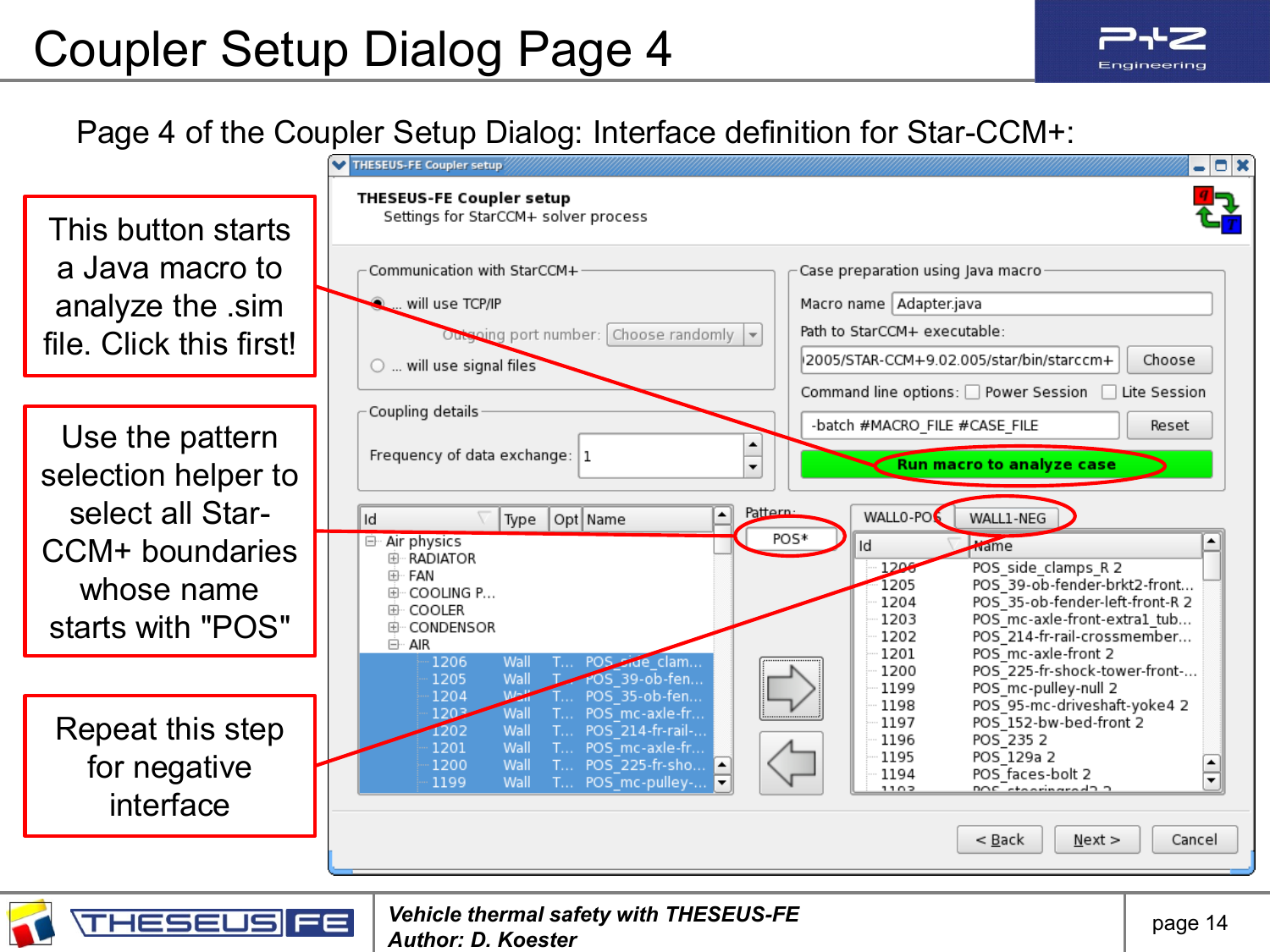# Coupler Setup Dialog Page 4

Page 4 of the Coupler Setup Dialog: Interface definition for Star-CCM+:

This button starts a Java macro to analyze the .sim file. Click this first!

Use the pattern selection helper to select all Star-CCM+ boundaries whose name starts with "POS"

Repeat this step for negative interface

THESEUS-FE Coupler setup

Settings for StarCCM+ solver process

Communication with StarCCM+

- ... will use TCP/IP
  - Outgoing port number: Choose randomly
- ... will use signal files

Coupling details

Frequency of data exchange: 1

Case preparation using Java macro

Macro name: Adapter.java

Path to StarCCM+ executable: 2005/STAR-CCM+9.02.005/star/bin/starccm+ [Choose]

Command line options: Power Session, Lite Session

-batch #MACRO_FILE #CASE_FILE [Reset]

**Run macro to analyze case**

Pattern: POS*

WALL0-POS | WALL1-NEG

| Id | Type | Opt | Name |
|---|---|---|---|
| Air physics | | | |
| RADIATOR | | | |
| FAN | | | |
| COOLING P... | | | |
| COOLER | | | |
| CONDENSOR | | | |
| AIR | | | |
| 1206 | Wall | T... | POS_side_clam... |
| 1205 | Wall | T... | POS_39-ob-fen... |
| 1204 | Wall | T... | POS_35-ob-fen... |
| 1203 | Wall | T... | POS_mc-axle-fr... |
| 1202 | Wall | T... | POS_214-fr-rail-... |
| 1201 | Wall | T... | POS_mc-axle-fr... |
| 1200 | Wall | T... | POS_225-fr-sho... |
| 1199 | Wall | T... | POS_mc-pulley-... |

| Id | Name |
|---|---|
| 1206 | POS_side_clamps_R 2 |
| 1205 | POS_39-ob-fender-brkt2-front... |
| 1204 | POS_35-ob-fender-left-front-R 2 |
| 1203 | POS_mc-axle-front-extra1_tub... |
| 1202 | POS_214-fr-rail-crossmember... |
| 1201 | POS_mc-axle-front 2 |
| 1200 | POS_225-fr-shock-tower-front-... |
| 1199 | POS_mc-pulley-null 2 |
| 1198 | POS_95-mc-driveshaft-yoke4 2 |
| 1197 | POS_152-bw-bed-front 2 |
| 1196 | POS_235 2 |
| 1195 | POS_129a 2 |
| 1194 | POS_faces-bolt 2 |

< Back | Next > | Cancel

*Vehicle thermal safety with THESEUS-FE*
*Author: D. Koester*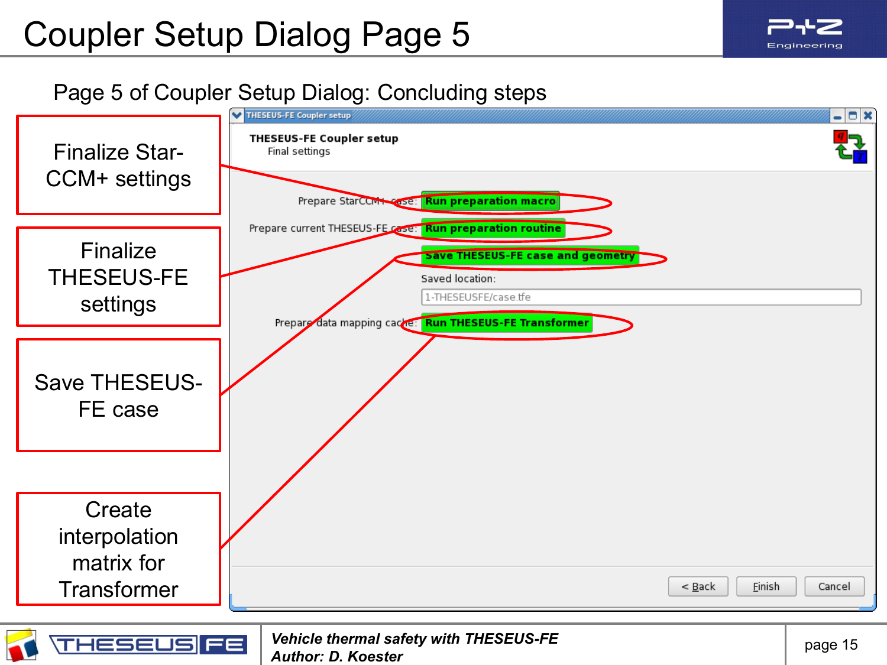# Coupler Setup Dialog Page 5

Page 5 of Coupler Setup Dialog: Concluding steps

Finalize Star-CCM+ settings

Finalize THESEUS-FE settings

Save THESEUS-FE case

Create interpolation matrix for Transformer

THESEUS-FE Coupler setup

**THESEUS-FE Coupler setup**
Final settings

Prepare StarCCM+ case: **Run preparation macro**

Prepare current THESEUS-FE case: **Run preparation routine**

**Save THESEUS-FE case and geometry**

Saved location:

1-THESEUSFE/case.tfe

Prepare data mapping cache: **Run THESEUS-FE Transformer**

< Back | Finish | Cancel

*Vehicle thermal safety with THESEUS-FE*
*Author: D. Koester*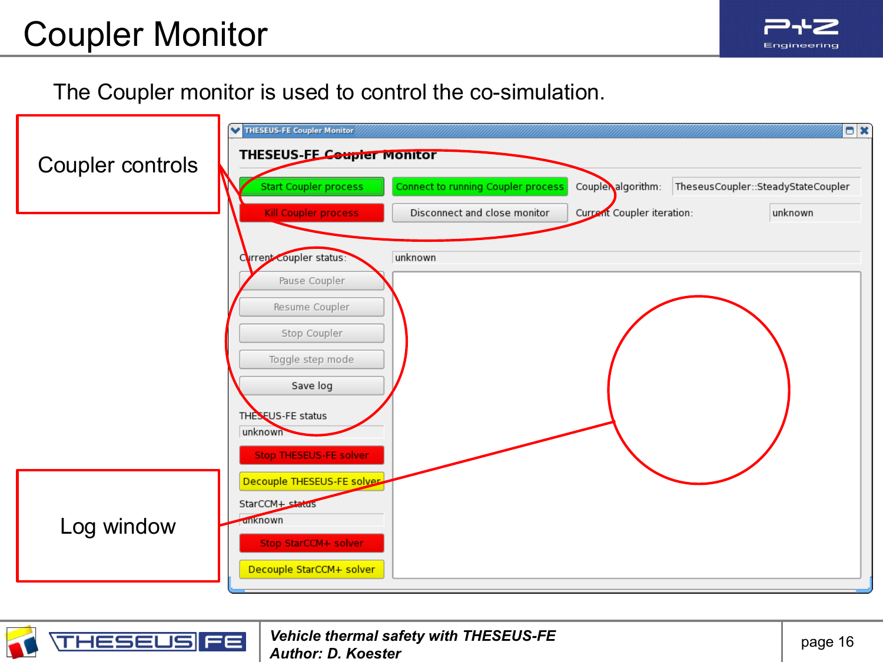# Coupler Monitor

The Coupler monitor is used to control the co-simulation.

Coupler controls

Log window

THESEUS-FE Coupler Monitor

**THESEUS-FE Coupler Monitor**

Start Coupler process

Connect to running Coupler process

Coupler algorithm: TheseusCoupler::SteadyStateCoupler

Kill Coupler process

Disconnect and close monitor

Current Coupler iteration: unknown

Current Coupler status: unknown

Pause Coupler

Resume Coupler

Stop Coupler

Toggle step mode

Save log

THESEUS-FE status

unknown

Stop THESEUS-FE solver

Decouple THESEUS-FE solver

StarCCM+ status

unknown

Stop StarCCM+ solver

Decouple StarCCM+ solver

*Vehicle thermal safety with THESEUS-FE*
*Author: D. Koester*